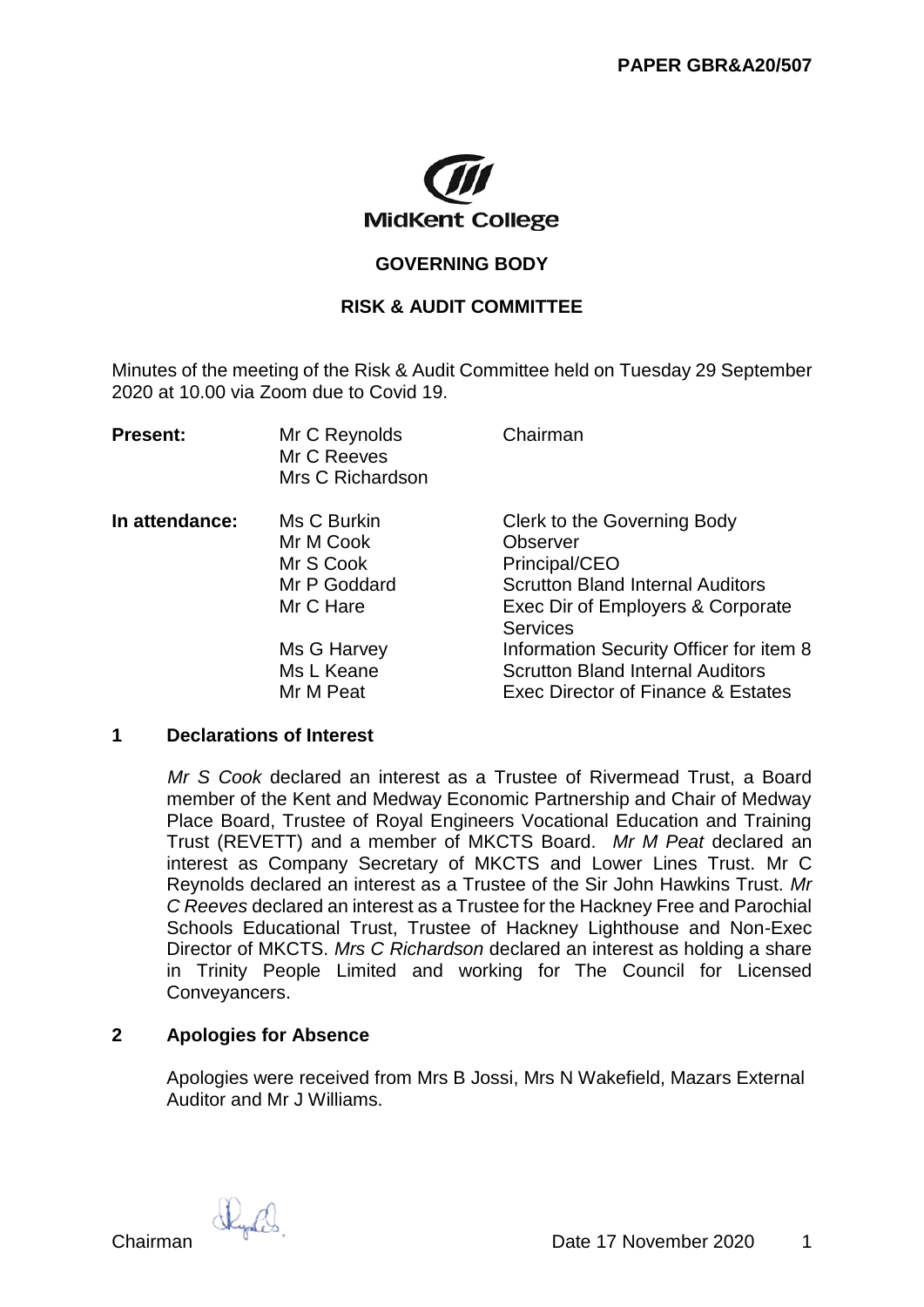**PAPER GBR&A20/507**

MidKent College

## GOVERNING BODY

## RISK & AUDIT COMMITTEE

Minutes of the meeting of the Risk & Audit Committee held on Tuesday 29 September 2020 at 10.00 via Zoom due to Covid 19.

| | | |
|---|---|---|
| **Present:** | Mr C Reynolds | Chairman |
| | Mr C Reeves | |
| | Mrs C Richardson | |
| **In attendance:** | Ms C Burkin | Clerk to the Governing Body |
| | Mr M Cook | Observer |
| | Mr S Cook | Principal/CEO |
| | Mr P Goddard | Scrutton Bland Internal Auditors |
| | Mr C Hare | Exec Dir of Employers & Corporate Services |
| | Ms G Harvey | Information Security Officer for item 8 |
| | Ms L Keane | Scrutton Bland Internal Auditors |
| | Mr M Peat | Exec Director of Finance & Estates |

### 1 Declarations of Interest

*Mr S Cook* declared an interest as a Trustee of Rivermead Trust, a Board member of the Kent and Medway Economic Partnership and Chair of Medway Place Board, Trustee of Royal Engineers Vocational Education and Training Trust (REVETT) and a member of MKCTS Board. *Mr M Peat* declared an interest as Company Secretary of MKCTS and Lower Lines Trust. Mr C Reynolds declared an interest as a Trustee of the Sir John Hawkins Trust. *Mr C Reeves* declared an interest as a Trustee for the Hackney Free and Parochial Schools Educational Trust, Trustee of Hackney Lighthouse and Non-Exec Director of MKCTS. *Mrs C Richardson* declared an interest as holding a share in Trinity People Limited and working for The Council for Licensed Conveyancers.

### 2 Apologies for Absence

Apologies were received from Mrs B Jossi, Mrs N Wakefield, Mazars External Auditor and Mr J Williams.

Chairman Date 17 November 2020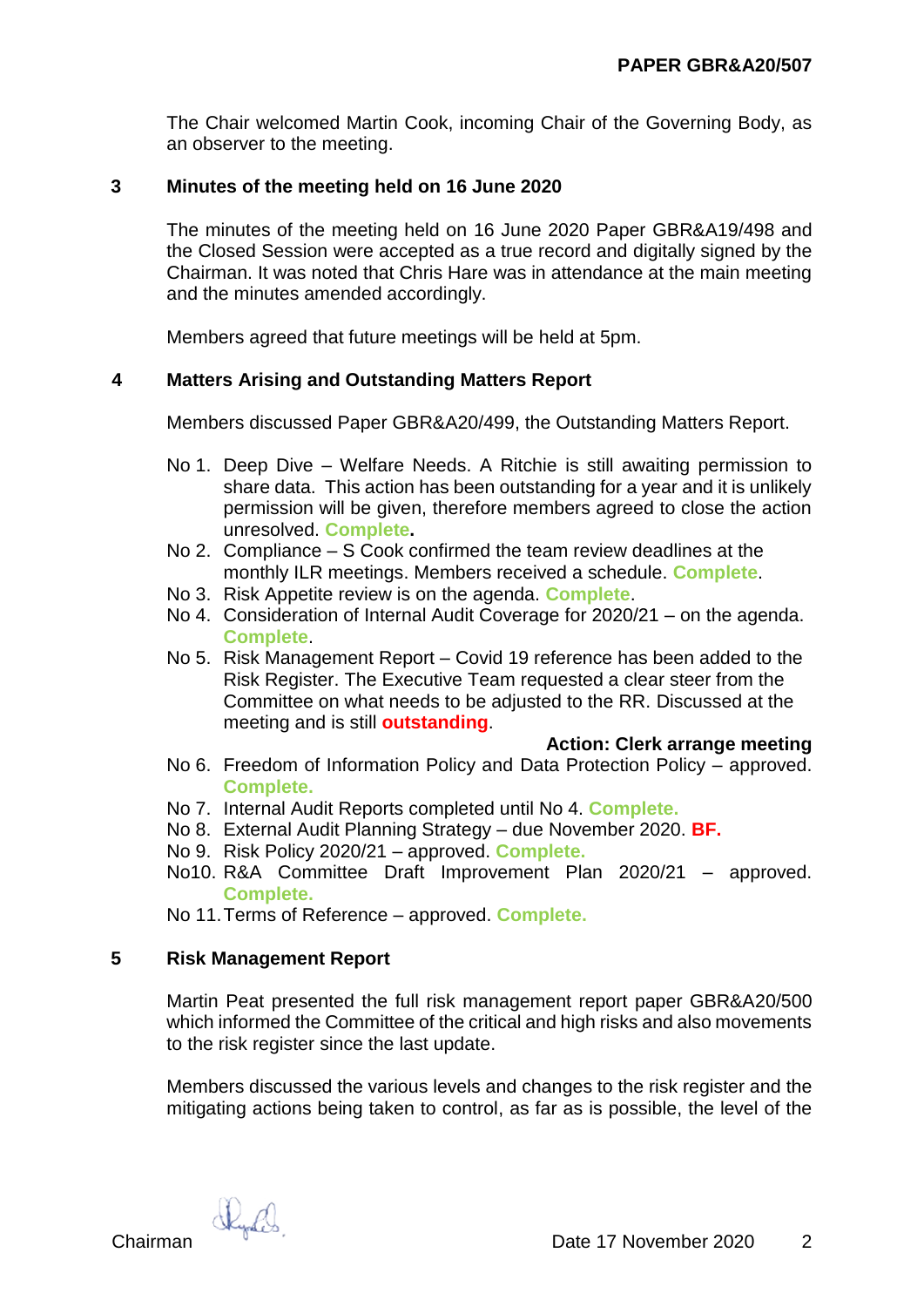The Chair welcomed Martin Cook, incoming Chair of the Governing Body, as an observer to the meeting.

## 3 Minutes of the meeting held on 16 June 2020

The minutes of the meeting held on 16 June 2020 Paper GBR&A19/498 and the Closed Session were accepted as a true record and digitally signed by the Chairman. It was noted that Chris Hare was in attendance at the main meeting and the minutes amended accordingly.

Members agreed that future meetings will be held at 5pm.

## 4 Matters Arising and Outstanding Matters Report

Members discussed Paper GBR&A20/499, the Outstanding Matters Report.

- No 1. Deep Dive – Welfare Needs. A Ritchie is still awaiting permission to share data. This action has been outstanding for a year and it is unlikely permission will be given, therefore members agreed to close the action unresolved. **Complete.**
- No 2. Compliance – S Cook confirmed the team review deadlines at the monthly ILR meetings. Members received a schedule. **Complete**.
- No 3. Risk Appetite review is on the agenda. **Complete**.
- No 4. Consideration of Internal Audit Coverage for 2020/21 – on the agenda. **Complete**.
- No 5. Risk Management Report – Covid 19 reference has been added to the Risk Register. The Executive Team requested a clear steer from the Committee on what needs to be adjusted to the RR. Discussed at the meeting and is still **outstanding**.

  **Action: Clerk arrange meeting**
- No 6. Freedom of Information Policy and Data Protection Policy – approved. **Complete.**
- No 7. Internal Audit Reports completed until No 4. **Complete.**
- No 8. External Audit Planning Strategy – due November 2020. **BF.**
- No 9. Risk Policy 2020/21 – approved. **Complete.**
- No10. R&A Committee Draft Improvement Plan 2020/21 – approved. **Complete.**
- No 11. Terms of Reference – approved. **Complete.**

## 5 Risk Management Report

Martin Peat presented the full risk management report paper GBR&A20/500 which informed the Committee of the critical and high risks and also movements to the risk register since the last update.

Members discussed the various levels and changes to the risk register and the mitigating actions being taken to control, as far as is possible, the level of the

Chairman Date 17 November 2020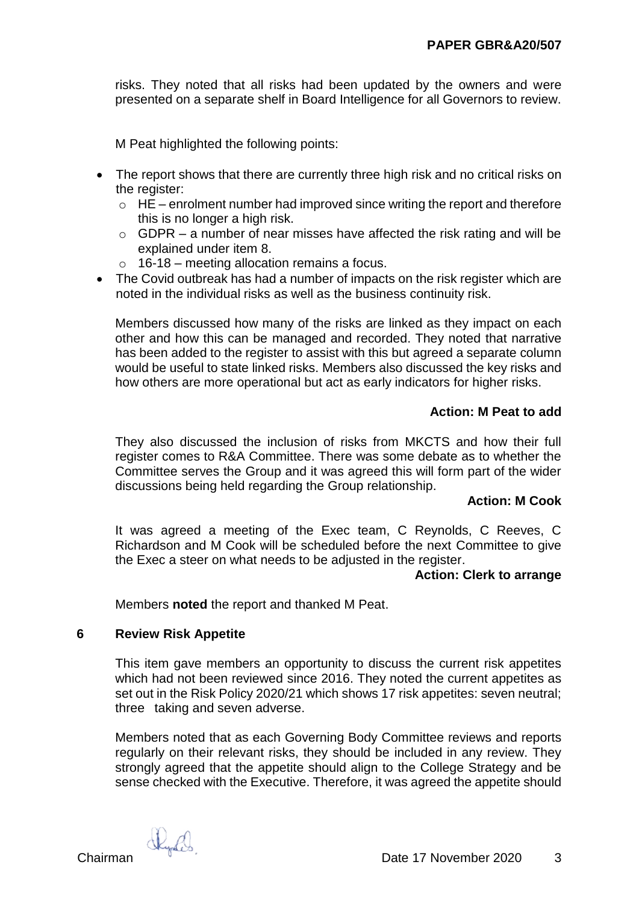risks. They noted that all risks had been updated by the owners and were presented on a separate shelf in Board Intelligence for all Governors to review.

M Peat highlighted the following points:

- The report shows that there are currently three high risk and no critical risks on the register:
  - HE – enrolment number had improved since writing the report and therefore this is no longer a high risk.
  - GDPR – a number of near misses have affected the risk rating and will be explained under item 8.
  - 16-18 – meeting allocation remains a focus.
- The Covid outbreak has had a number of impacts on the risk register which are noted in the individual risks as well as the business continuity risk.

Members discussed how many of the risks are linked as they impact on each other and how this can be managed and recorded. They noted that narrative has been added to the register to assist with this but agreed a separate column would be useful to state linked risks. Members also discussed the key risks and how others are more operational but act as early indicators for higher risks.

**Action: M Peat to add**

They also discussed the inclusion of risks from MKCTS and how their full register comes to R&A Committee. There was some debate as to whether the Committee serves the Group and it was agreed this will form part of the wider discussions being held regarding the Group relationship.

**Action: M Cook**

It was agreed a meeting of the Exec team, C Reynolds, C Reeves, C Richardson and M Cook will be scheduled before the next Committee to give the Exec a steer on what needs to be adjusted in the register.

**Action: Clerk to arrange**

Members **noted** the report and thanked M Peat.

## 6 Review Risk Appetite

This item gave members an opportunity to discuss the current risk appetites which had not been reviewed since 2016. They noted the current appetites as set out in the Risk Policy 2020/21 which shows 17 risk appetites: seven neutral; three taking and seven adverse.

Members noted that as each Governing Body Committee reviews and reports regularly on their relevant risks, they should be included in any review. They strongly agreed that the appetite should align to the College Strategy and be sense checked with the Executive. Therefore, it was agreed the appetite should

Chairman Date 17 November 2020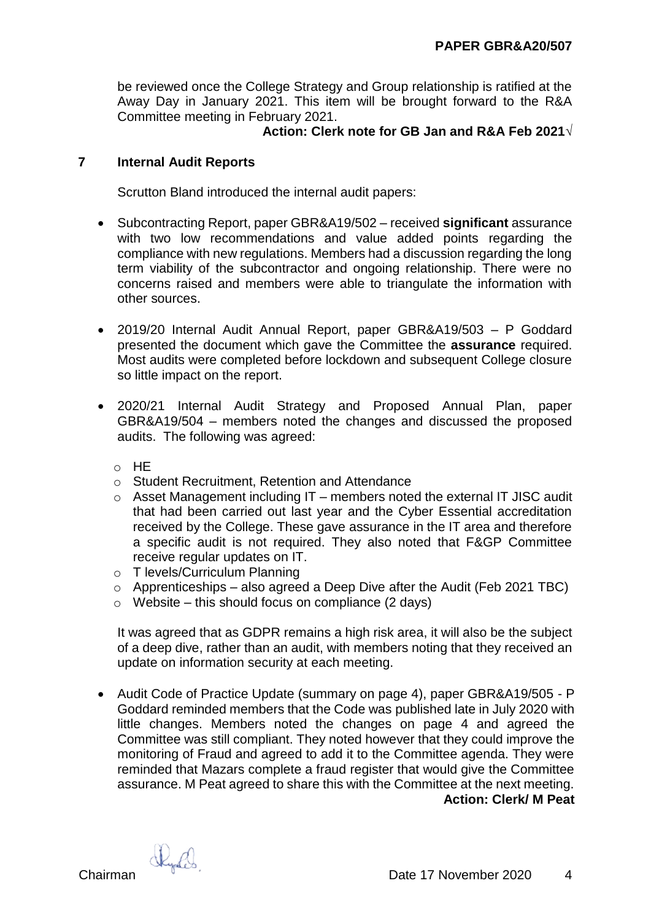be reviewed once the College Strategy and Group relationship is ratified at the Away Day in January 2021. This item will be brought forward to the R&A Committee meeting in February 2021.

**Action: Clerk note for GB Jan and R&A Feb 2021√**

## 7 Internal Audit Reports

Scrutton Bland introduced the internal audit papers:

- Subcontracting Report, paper GBR&A19/502 – received **significant** assurance with two low recommendations and value added points regarding the compliance with new regulations. Members had a discussion regarding the long term viability of the subcontractor and ongoing relationship. There were no concerns raised and members were able to triangulate the information with other sources.

- 2019/20 Internal Audit Annual Report, paper GBR&A19/503 – P Goddard presented the document which gave the Committee the **assurance** required. Most audits were completed before lockdown and subsequent College closure so little impact on the report.

- 2020/21 Internal Audit Strategy and Proposed Annual Plan, paper GBR&A19/504 – members noted the changes and discussed the proposed audits. The following was agreed:

  - HE
  - Student Recruitment, Retention and Attendance
  - Asset Management including IT – members noted the external IT JISC audit that had been carried out last year and the Cyber Essential accreditation received by the College. These gave assurance in the IT area and therefore a specific audit is not required. They also noted that F&GP Committee receive regular updates on IT.
  - T levels/Curriculum Planning
  - Apprenticeships – also agreed a Deep Dive after the Audit (Feb 2021 TBC)
  - Website – this should focus on compliance (2 days)

  It was agreed that as GDPR remains a high risk area, it will also be the subject of a deep dive, rather than an audit, with members noting that they received an update on information security at each meeting.

- Audit Code of Practice Update (summary on page 4), paper GBR&A19/505 - P Goddard reminded members that the Code was published late in July 2020 with little changes. Members noted the changes on page 4 and agreed the Committee was still compliant. They noted however that they could improve the monitoring of Fraud and agreed to add it to the Committee agenda. They were reminded that Mazars complete a fraud register that would give the Committee assurance. M Peat agreed to share this with the Committee at the next meeting.

**Action: Clerk/ M Peat**

Chairman Date 17 November 2020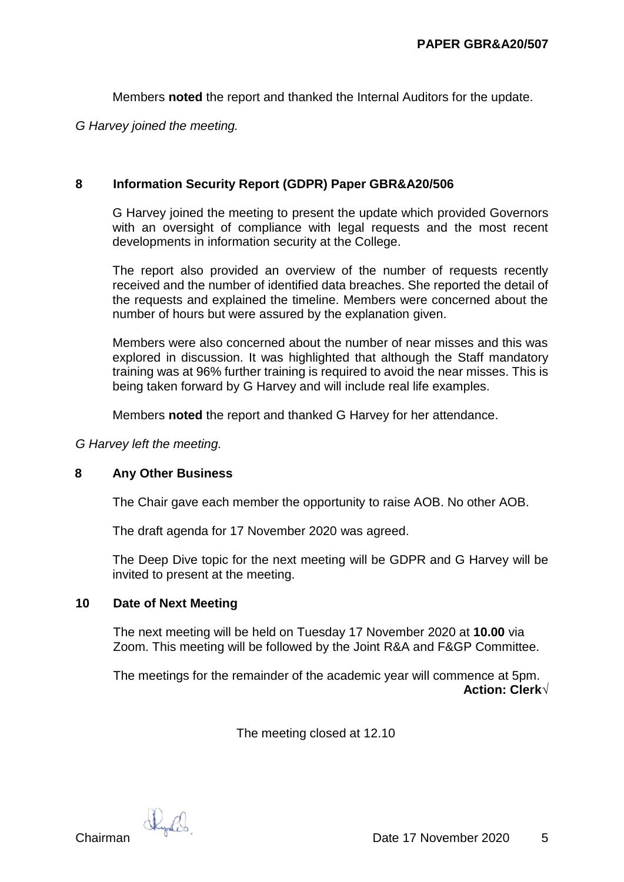Members **noted** the report and thanked the Internal Auditors for the update.

*G Harvey joined the meeting.*

**8 Information Security Report (GDPR) Paper GBR&A20/506**

G Harvey joined the meeting to present the update which provided Governors with an oversight of compliance with legal requests and the most recent developments in information security at the College.

The report also provided an overview of the number of requests recently received and the number of identified data breaches. She reported the detail of the requests and explained the timeline. Members were concerned about the number of hours but were assured by the explanation given.

Members were also concerned about the number of near misses and this was explored in discussion. It was highlighted that although the Staff mandatory training was at 96% further training is required to avoid the near misses. This is being taken forward by G Harvey and will include real life examples.

Members **noted** the report and thanked G Harvey for her attendance.

*G Harvey left the meeting.*

**8 Any Other Business**

The Chair gave each member the opportunity to raise AOB. No other AOB.

The draft agenda for 17 November 2020 was agreed.

The Deep Dive topic for the next meeting will be GDPR and G Harvey will be invited to present at the meeting.

**10 Date of Next Meeting**

The next meeting will be held on Tuesday 17 November 2020 at **10.00** via Zoom. This meeting will be followed by the Joint R&A and F&GP Committee.

The meetings for the remainder of the academic year will commence at 5pm.
**Action: Clerk√**

The meeting closed at 12.10

Chairman Date 17 November 2020